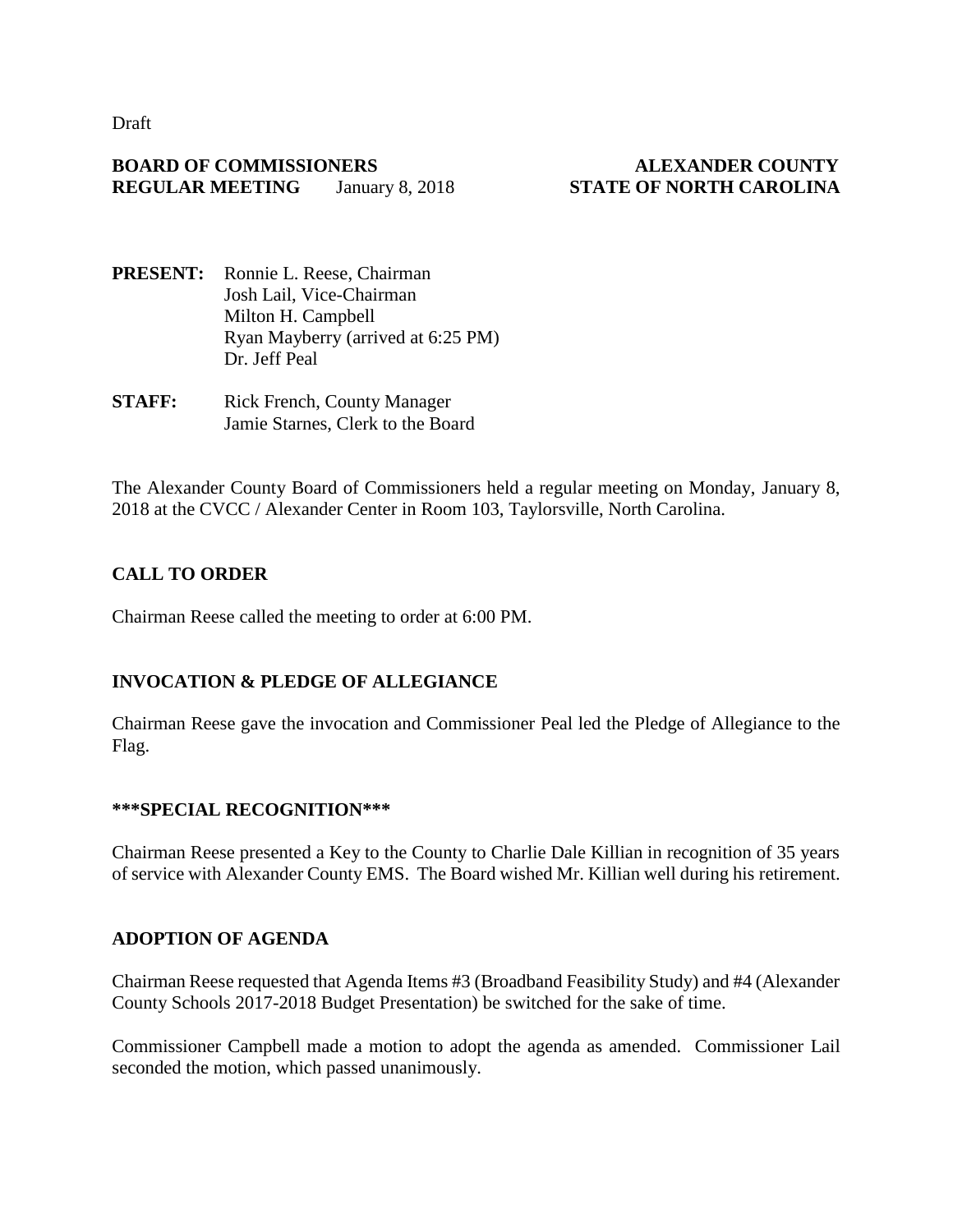Draft

**BOARD OF COMMISSIONERS** **ALEXANDER COUNTY**
**REGULAR MEETING** January 8, 2018 **STATE OF NORTH CAROLINA**

**PRESENT:** Ronnie L. Reese, Chairman
Josh Lail, Vice-Chairman
Milton H. Campbell
Ryan Mayberry (arrived at 6:25 PM)
Dr. Jeff Peal

**STAFF:** Rick French, County Manager
Jamie Starnes, Clerk to the Board

The Alexander County Board of Commissioners held a regular meeting on Monday, January 8, 2018 at the CVCC / Alexander Center in Room 103, Taylorsville, North Carolina.

## CALL TO ORDER

Chairman Reese called the meeting to order at 6:00 PM.

## INVOCATION & PLEDGE OF ALLEGIANCE

Chairman Reese gave the invocation and Commissioner Peal led the Pledge of Allegiance to the Flag.

## ***SPECIAL RECOGNITION***

Chairman Reese presented a Key to the County to Charlie Dale Killian in recognition of 35 years of service with Alexander County EMS. The Board wished Mr. Killian well during his retirement.

## ADOPTION OF AGENDA

Chairman Reese requested that Agenda Items #3 (Broadband Feasibility Study) and #4 (Alexander County Schools 2017-2018 Budget Presentation) be switched for the sake of time.

Commissioner Campbell made a motion to adopt the agenda as amended. Commissioner Lail seconded the motion, which passed unanimously.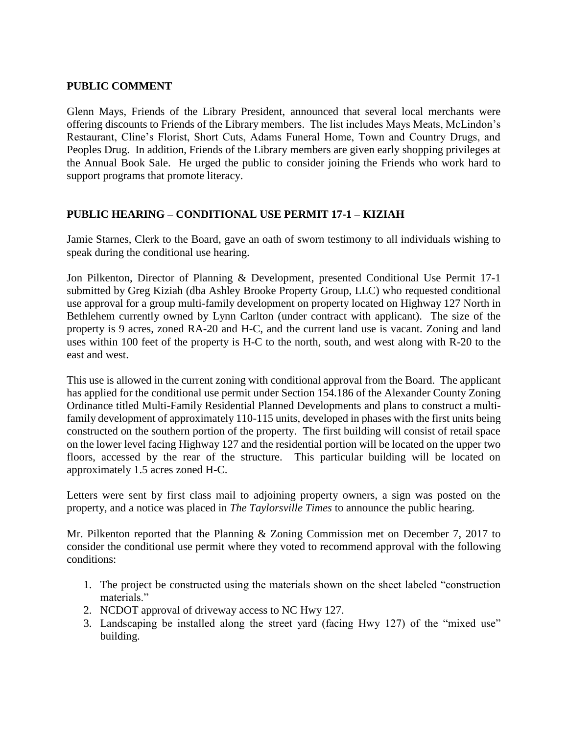**PUBLIC COMMENT**

Glenn Mays, Friends of the Library President, announced that several local merchants were offering discounts to Friends of the Library members. The list includes Mays Meats, McLindon's Restaurant, Cline's Florist, Short Cuts, Adams Funeral Home, Town and Country Drugs, and Peoples Drug. In addition, Friends of the Library members are given early shopping privileges at the Annual Book Sale. He urged the public to consider joining the Friends who work hard to support programs that promote literacy.

**PUBLIC HEARING – CONDITIONAL USE PERMIT 17-1 – KIZIAH**

Jamie Starnes, Clerk to the Board, gave an oath of sworn testimony to all individuals wishing to speak during the conditional use hearing.

Jon Pilkenton, Director of Planning & Development, presented Conditional Use Permit 17-1 submitted by Greg Kiziah (dba Ashley Brooke Property Group, LLC) who requested conditional use approval for a group multi-family development on property located on Highway 127 North in Bethlehem currently owned by Lynn Carlton (under contract with applicant). The size of the property is 9 acres, zoned RA-20 and H-C, and the current land use is vacant. Zoning and land uses within 100 feet of the property is H-C to the north, south, and west along with R-20 to the east and west.

This use is allowed in the current zoning with conditional approval from the Board. The applicant has applied for the conditional use permit under Section 154.186 of the Alexander County Zoning Ordinance titled Multi-Family Residential Planned Developments and plans to construct a multi-family development of approximately 110-115 units, developed in phases with the first units being constructed on the southern portion of the property. The first building will consist of retail space on the lower level facing Highway 127 and the residential portion will be located on the upper two floors, accessed by the rear of the structure. This particular building will be located on approximately 1.5 acres zoned H-C.

Letters were sent by first class mail to adjoining property owners, a sign was posted on the property, and a notice was placed in *The Taylorsville Times* to announce the public hearing.

Mr. Pilkenton reported that the Planning & Zoning Commission met on December 7, 2017 to consider the conditional use permit where they voted to recommend approval with the following conditions:

1. The project be constructed using the materials shown on the sheet labeled "construction materials."
2. NCDOT approval of driveway access to NC Hwy 127.
3. Landscaping be installed along the street yard (facing Hwy 127) of the "mixed use" building.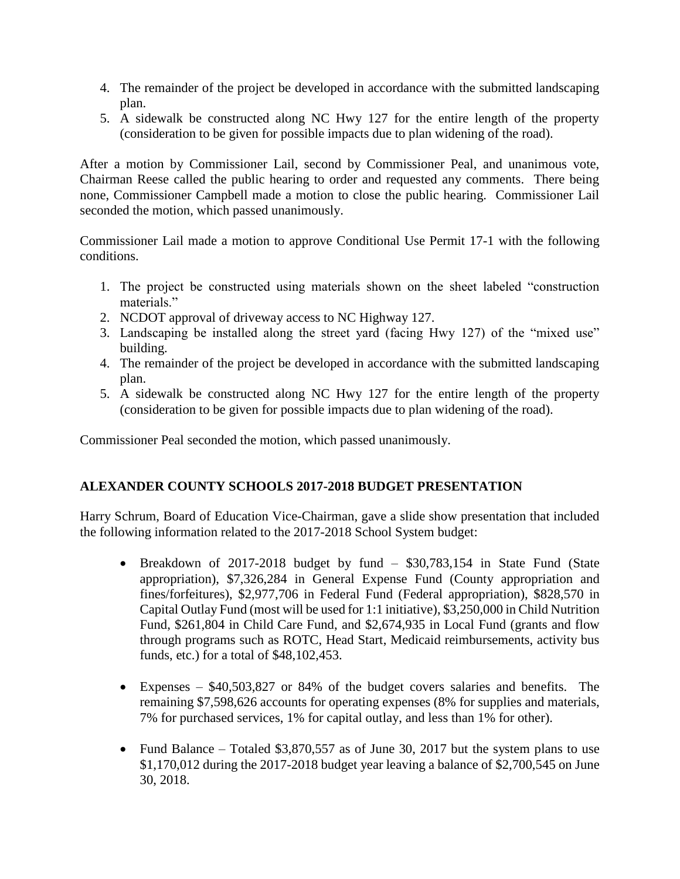4. The remainder of the project be developed in accordance with the submitted landscaping plan.
5. A sidewalk be constructed along NC Hwy 127 for the entire length of the property (consideration to be given for possible impacts due to plan widening of the road).

After a motion by Commissioner Lail, second by Commissioner Peal, and unanimous vote, Chairman Reese called the public hearing to order and requested any comments. There being none, Commissioner Campbell made a motion to close the public hearing. Commissioner Lail seconded the motion, which passed unanimously.

Commissioner Lail made a motion to approve Conditional Use Permit 17-1 with the following conditions.

1. The project be constructed using materials shown on the sheet labeled "construction materials."
2. NCDOT approval of driveway access to NC Highway 127.
3. Landscaping be installed along the street yard (facing Hwy 127) of the "mixed use" building.
4. The remainder of the project be developed in accordance with the submitted landscaping plan.
5. A sidewalk be constructed along NC Hwy 127 for the entire length of the property (consideration to be given for possible impacts due to plan widening of the road).

Commissioner Peal seconded the motion, which passed unanimously.

## ALEXANDER COUNTY SCHOOLS 2017-2018 BUDGET PRESENTATION

Harry Schrum, Board of Education Vice-Chairman, gave a slide show presentation that included the following information related to the 2017-2018 School System budget:

- Breakdown of 2017-2018 budget by fund – $30,783,154 in State Fund (State appropriation), $7,326,284 in General Expense Fund (County appropriation and fines/forfeitures), $2,977,706 in Federal Fund (Federal appropriation), $828,570 in Capital Outlay Fund (most will be used for 1:1 initiative), $3,250,000 in Child Nutrition Fund, $261,804 in Child Care Fund, and $2,674,935 in Local Fund (grants and flow through programs such as ROTC, Head Start, Medicaid reimbursements, activity bus funds, etc.) for a total of $48,102,453.

- Expenses – $40,503,827 or 84% of the budget covers salaries and benefits. The remaining $7,598,626 accounts for operating expenses (8% for supplies and materials, 7% for purchased services, 1% for capital outlay, and less than 1% for other).

- Fund Balance – Totaled $3,870,557 as of June 30, 2017 but the system plans to use $1,170,012 during the 2017-2018 budget year leaving a balance of $2,700,545 on June 30, 2018.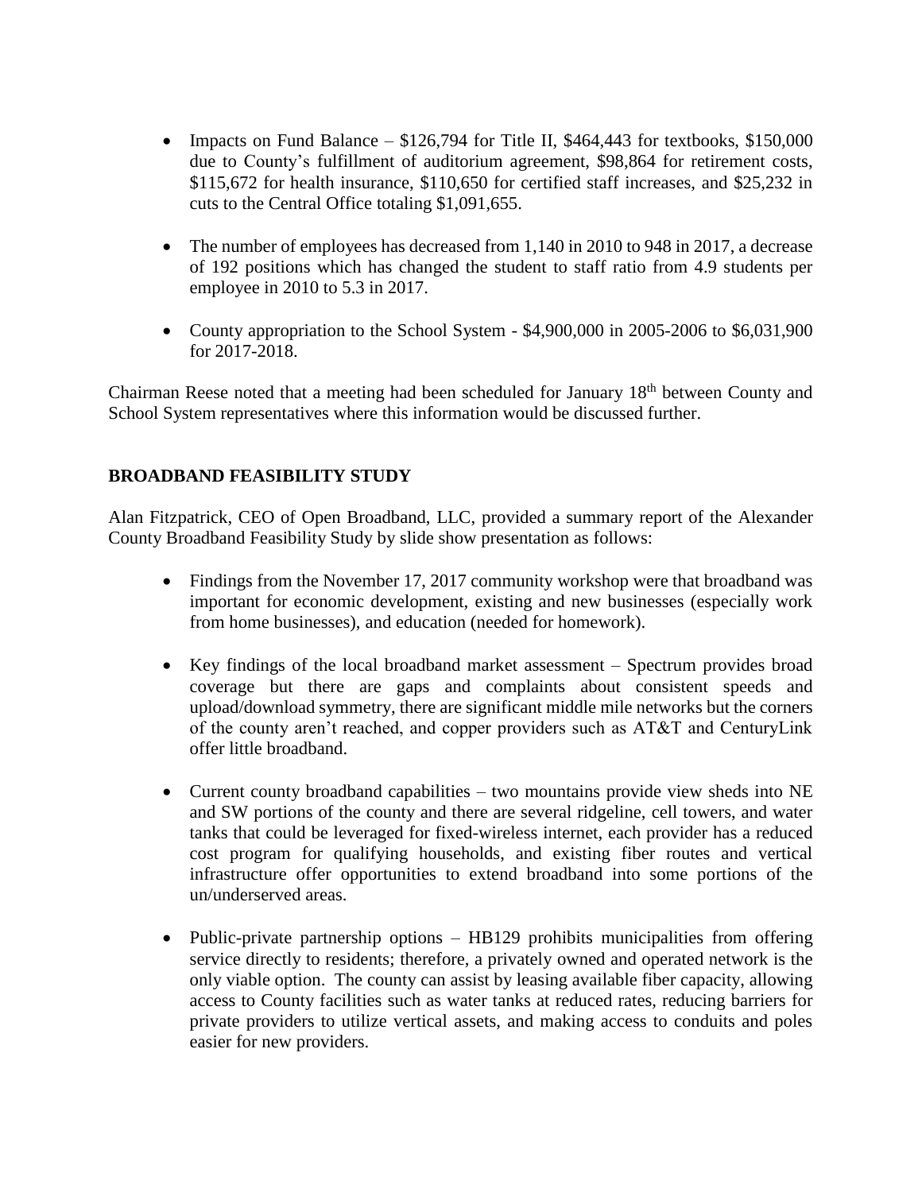- Impacts on Fund Balance – $126,794 for Title II, $464,443 for textbooks, $150,000 due to County's fulfillment of auditorium agreement, $98,864 for retirement costs, $115,672 for health insurance, $110,650 for certified staff increases, and $25,232 in cuts to the Central Office totaling $1,091,655.

- The number of employees has decreased from 1,140 in 2010 to 948 in 2017, a decrease of 192 positions which has changed the student to staff ratio from 4.9 students per employee in 2010 to 5.3 in 2017.

- County appropriation to the School System - $4,900,000 in 2005-2006 to $6,031,900 for 2017-2018.

Chairman Reese noted that a meeting had been scheduled for January 18th between County and School System representatives where this information would be discussed further.

## BROADBAND FEASIBILITY STUDY

Alan Fitzpatrick, CEO of Open Broadband, LLC, provided a summary report of the Alexander County Broadband Feasibility Study by slide show presentation as follows:

- Findings from the November 17, 2017 community workshop were that broadband was important for economic development, existing and new businesses (especially work from home businesses), and education (needed for homework).

- Key findings of the local broadband market assessment – Spectrum provides broad coverage but there are gaps and complaints about consistent speeds and upload/download symmetry, there are significant middle mile networks but the corners of the county aren't reached, and copper providers such as AT&T and CenturyLink offer little broadband.

- Current county broadband capabilities – two mountains provide view sheds into NE and SW portions of the county and there are several ridgeline, cell towers, and water tanks that could be leveraged for fixed-wireless internet, each provider has a reduced cost program for qualifying households, and existing fiber routes and vertical infrastructure offer opportunities to extend broadband into some portions of the un/underserved areas.

- Public-private partnership options – HB129 prohibits municipalities from offering service directly to residents; therefore, a privately owned and operated network is the only viable option. The county can assist by leasing available fiber capacity, allowing access to County facilities such as water tanks at reduced rates, reducing barriers for private providers to utilize vertical assets, and making access to conduits and poles easier for new providers.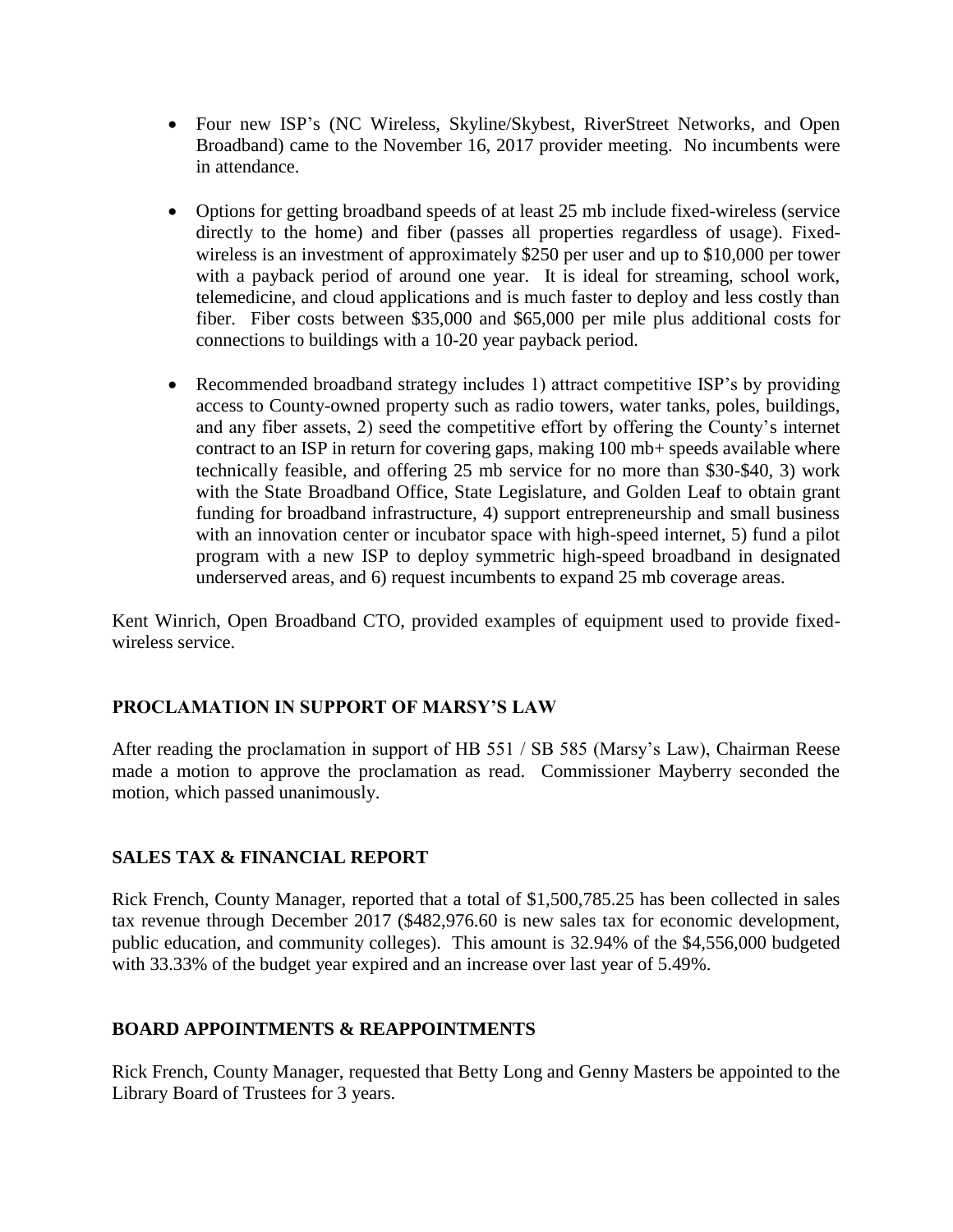- Four new ISP's (NC Wireless, Skyline/Skybest, RiverStreet Networks, and Open Broadband) came to the November 16, 2017 provider meeting. No incumbents were in attendance.

- Options for getting broadband speeds of at least 25 mb include fixed-wireless (service directly to the home) and fiber (passes all properties regardless of usage). Fixed-wireless is an investment of approximately $250 per user and up to $10,000 per tower with a payback period of around one year. It is ideal for streaming, school work, telemedicine, and cloud applications and is much faster to deploy and less costly than fiber. Fiber costs between $35,000 and $65,000 per mile plus additional costs for connections to buildings with a 10-20 year payback period.

- Recommended broadband strategy includes 1) attract competitive ISP's by providing access to County-owned property such as radio towers, water tanks, poles, buildings, and any fiber assets, 2) seed the competitive effort by offering the County's internet contract to an ISP in return for covering gaps, making 100 mb+ speeds available where technically feasible, and offering 25 mb service for no more than $30-$40, 3) work with the State Broadband Office, State Legislature, and Golden Leaf to obtain grant funding for broadband infrastructure, 4) support entrepreneurship and small business with an innovation center or incubator space with high-speed internet, 5) fund a pilot program with a new ISP to deploy symmetric high-speed broadband in designated underserved areas, and 6) request incumbents to expand 25 mb coverage areas.

Kent Winrich, Open Broadband CTO, provided examples of equipment used to provide fixed-wireless service.

## PROCLAMATION IN SUPPORT OF MARSY'S LAW

After reading the proclamation in support of HB 551 / SB 585 (Marsy's Law), Chairman Reese made a motion to approve the proclamation as read. Commissioner Mayberry seconded the motion, which passed unanimously.

## SALES TAX & FINANCIAL REPORT

Rick French, County Manager, reported that a total of $1,500,785.25 has been collected in sales tax revenue through December 2017 ($482,976.60 is new sales tax for economic development, public education, and community colleges). This amount is 32.94% of the $4,556,000 budgeted with 33.33% of the budget year expired and an increase over last year of 5.49%.

## BOARD APPOINTMENTS & REAPPOINTMENTS

Rick French, County Manager, requested that Betty Long and Genny Masters be appointed to the Library Board of Trustees for 3 years.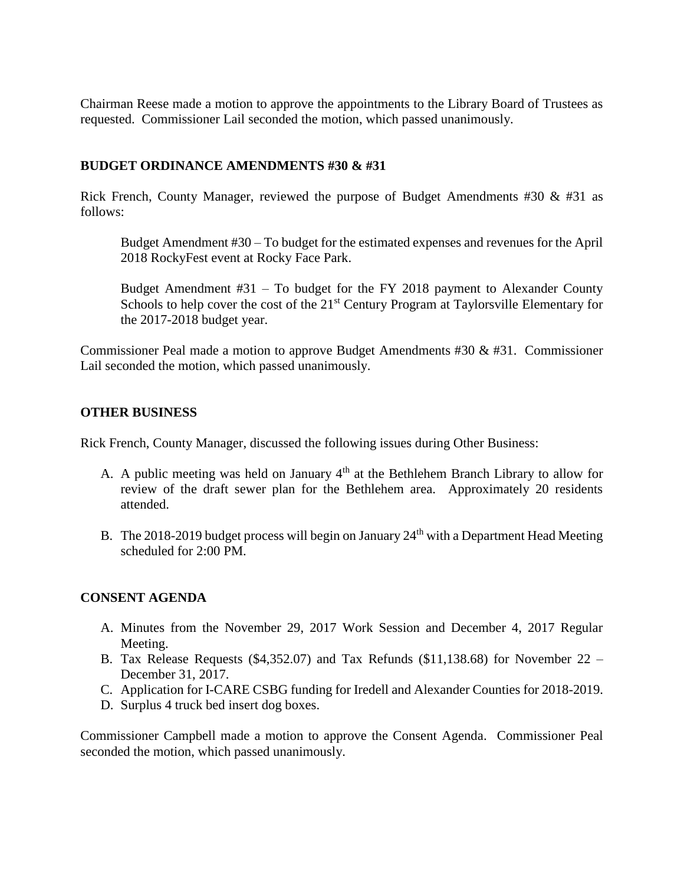Chairman Reese made a motion to approve the appointments to the Library Board of Trustees as requested. Commissioner Lail seconded the motion, which passed unanimously.

**BUDGET ORDINANCE AMENDMENTS #30 & #31**

Rick French, County Manager, reviewed the purpose of Budget Amendments #30 & #31 as follows:

> Budget Amendment #30 – To budget for the estimated expenses and revenues for the April 2018 RockyFest event at Rocky Face Park.
>
> Budget Amendment #31 – To budget for the FY 2018 payment to Alexander County Schools to help cover the cost of the 21st Century Program at Taylorsville Elementary for the 2017-2018 budget year.

Commissioner Peal made a motion to approve Budget Amendments #30 & #31. Commissioner Lail seconded the motion, which passed unanimously.

**OTHER BUSINESS**

Rick French, County Manager, discussed the following issues during Other Business:

A. A public meeting was held on January 4th at the Bethlehem Branch Library to allow for review of the draft sewer plan for the Bethlehem area. Approximately 20 residents attended.

B. The 2018-2019 budget process will begin on January 24th with a Department Head Meeting scheduled for 2:00 PM.

**CONSENT AGENDA**

A. Minutes from the November 29, 2017 Work Session and December 4, 2017 Regular Meeting.
B. Tax Release Requests ($4,352.07) and Tax Refunds ($11,138.68) for November 22 – December 31, 2017.
C. Application for I-CARE CSBG funding for Iredell and Alexander Counties for 2018-2019.
D. Surplus 4 truck bed insert dog boxes.

Commissioner Campbell made a motion to approve the Consent Agenda. Commissioner Peal seconded the motion, which passed unanimously.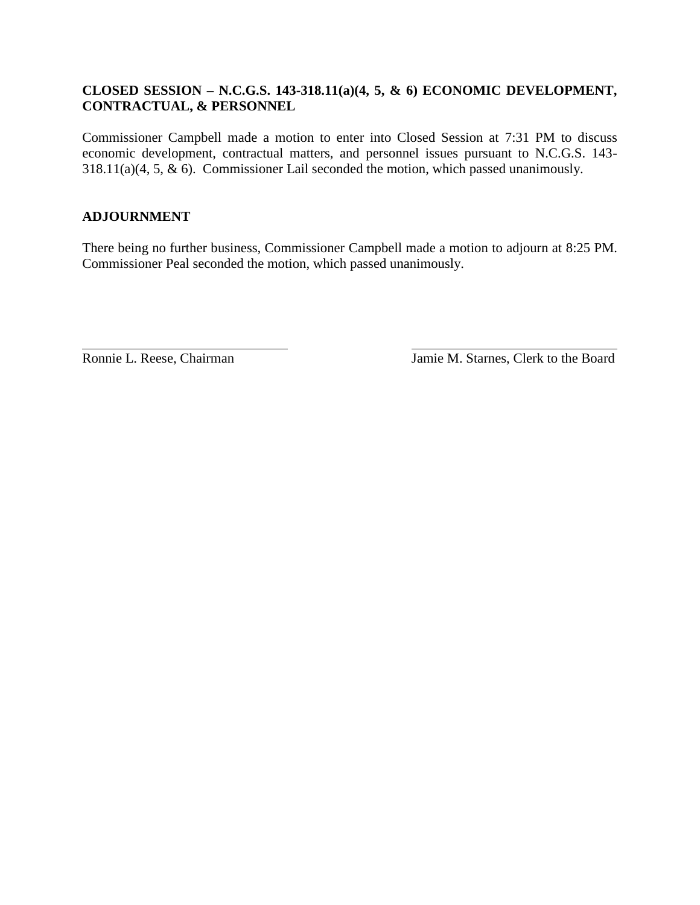**CLOSED SESSION – N.C.G.S. 143-318.11(a)(4, 5, & 6) ECONOMIC DEVELOPMENT, CONTRACTUAL, & PERSONNEL**

Commissioner Campbell made a motion to enter into Closed Session at 7:31 PM to discuss economic development, contractual matters, and personnel issues pursuant to N.C.G.S. 143-318.11(a)(4, 5, & 6). Commissioner Lail seconded the motion, which passed unanimously.

**ADJOURNMENT**

There being no further business, Commissioner Campbell made a motion to adjourn at 8:25 PM. Commissioner Peal seconded the motion, which passed unanimously.

Ronnie L. Reese, Chairman

Jamie M. Starnes, Clerk to the Board